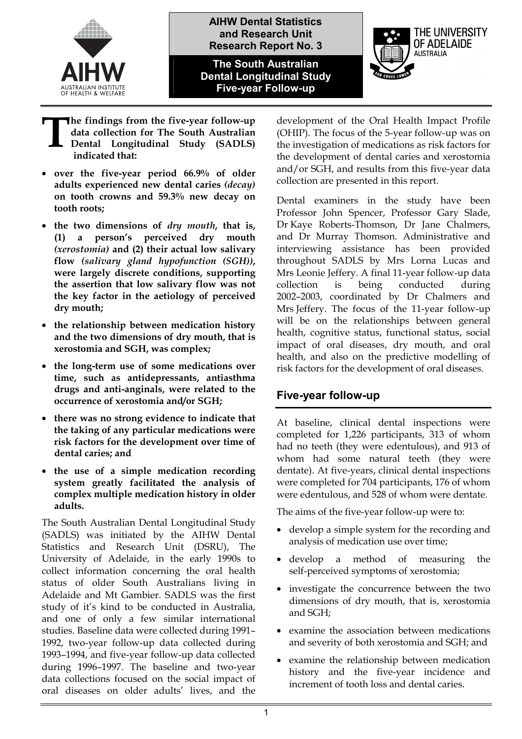AIHW Dental Statistics and Research Unit
Research Report No. 3

# The South Australian Dental Longitudinal Study Five-year Follow-up

**The findings from the five-year follow-up data collection for The South Australian Dental Longitudinal Study (SADLS) indicated that:**

- **over the five-year period 66.9% of older adults experienced new dental caries *(decay)* on tooth crowns and 59.3% new decay on tooth roots;**
- **the two dimensions of *dry mouth*, that is, (1) a person's perceived dry mouth *(xerostomia)* and (2) their actual low salivary flow *(salivary gland hypofunction (SGH))*, were largely discrete conditions, supporting the assertion that low salivary flow was not the key factor in the aetiology of perceived dry mouth;**
- **the relationship between medication history and the two dimensions of dry mouth, that is xerostomia and SGH, was complex;**
- **the long-term use of some medications over time, such as antidepressants, antiasthma drugs and anti-anginals, were related to the occurrence of xerostomia and/or SGH;**
- **there was no strong evidence to indicate that the taking of any particular medications were risk factors for the development over time of dental caries; and**
- **the use of a simple medication recording system greatly facilitated the analysis of complex multiple medication history in older adults.**

The South Australian Dental Longitudinal Study (SADLS) was initiated by the AIHW Dental Statistics and Research Unit (DSRU), The University of Adelaide, in the early 1990s to collect information concerning the oral health status of older South Australians living in Adelaide and Mt Gambier. SADLS was the first study of it's kind to be conducted in Australia, and one of only a few similar international studies. Baseline data were collected during 1991–1992, two-year follow-up data collected during 1993–1994, and five-year follow-up data collected during 1996–1997. The baseline and two-year data collections focused on the social impact of oral diseases on older adults' lives, and the development of the Oral Health Impact Profile (OHIP). The focus of the 5-year follow-up was on the investigation of medications as risk factors for the development of dental caries and xerostomia and/or SGH, and results from this five-year data collection are presented in this report.

Dental examiners in the study have been Professor John Spencer, Professor Gary Slade, Dr Kaye Roberts-Thomson, Dr Jane Chalmers, and Dr Murray Thomson. Administrative and interviewing assistance has been provided throughout SADLS by Mrs Lorna Lucas and Mrs Leonie Jeffery. A final 11-year follow-up data collection is being conducted during 2002–2003, coordinated by Dr Chalmers and Mrs Jeffery. The focus of the 11-year follow-up will be on the relationships between general health, cognitive status, functional status, social impact of oral diseases, dry mouth, and oral health, and also on the predictive modelling of risk factors for the development of oral diseases.

## Five-year follow-up

At baseline, clinical dental inspections were completed for 1,226 participants, 313 of whom had no teeth (they were edentulous), and 913 of whom had some natural teeth (they were dentate). At five-years, clinical dental inspections were completed for 704 participants, 176 of whom were edentulous, and 528 of whom were dentate.

The aims of the five-year follow-up were to:

- develop a simple system for the recording and analysis of medication use over time;
- develop a method of measuring the self-perceived symptoms of xerostomia;
- investigate the concurrence between the two dimensions of dry mouth, that is, xerostomia and SGH;
- examine the association between medications and severity of both xerostomia and SGH; and
- examine the relationship between medication history and the five-year incidence and increment of tooth loss and dental caries.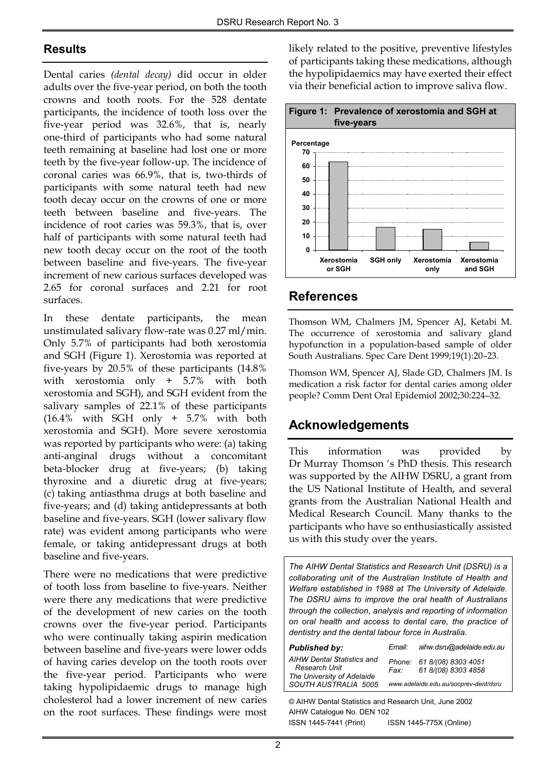## Results

Dental caries *(dental decay)* did occur in older adults over the five-year period, on both the tooth crowns and tooth roots. For the 528 dentate participants, the incidence of tooth loss over the five-year period was 32.6%, that is, nearly one-third of participants who had some natural teeth remaining at baseline had lost one or more teeth by the five-year follow-up. The incidence of coronal caries was 66.9%, that is, two-thirds of participants with some natural teeth had new tooth decay occur on the crowns of one or more teeth between baseline and five-years. The incidence of root caries was 59.3%, that is, over half of participants with some natural teeth had new tooth decay occur on the root of the tooth between baseline and five-years. The five-year increment of new carious surfaces developed was 2.65 for coronal surfaces and 2.21 for root surfaces.

In these dentate participants, the mean unstimulated salivary flow-rate was 0.27 ml/min. Only 5.7% of participants had both xerostomia and SGH (Figure 1). Xerostomia was reported at five-years by 20.5% of these participants (14.8% with xerostomia only + 5.7% with both xerostomia and SGH), and SGH evident from the salivary samples of 22.1% of these participants (16.4% with SGH only + 5.7% with both xerostomia and SGH). More severe xerostomia was reported by participants who were: (a) taking anti-anginal drugs without a concomitant beta-blocker drug at five-years; (b) taking thyroxine and a diuretic drug at five-years; (c) taking antiasthma drugs at both baseline and five-years; and (d) taking antidepressants at both baseline and five-years. SGH (lower salivary flow rate) was evident among participants who were female, or taking antidepressant drugs at both baseline and five-years.

There were no medications that were predictive of tooth loss from baseline to five-years. Neither were there any medications that were predictive of the development of new caries on the tooth crowns over the five-year period. Participants who were continually taking aspirin medication between baseline and five-years were lower odds of having caries develop on the tooth roots over the five-year period. Participants who were taking hypolipidaemic drugs to manage high cholesterol had a lower increment of new caries on the root surfaces. These findings were most likely related to the positive, preventive lifestyles of participants taking these medications, although the hypolipidaemics may have exerted their effect via their beneficial action to improve saliva flow.

**Figure 1: Prevalence of xerostomia and SGH at five-years**

Percentage
70
60
50
40
30
20
10
0
Xerostomia or SGH
SGH only
Xerostomia only
Xerostomia and SGH

## References

Thomson WM, Chalmers JM, Spencer AJ, Ketabi M. The occurrence of xerostomia and salivary gland hypofunction in a population-based sample of older South Australians. Spec Care Dent 1999;19(1):20–23.

Thomson WM, Spencer AJ, Slade GD, Chalmers JM. Is medication a risk factor for dental caries among older people? Comm Dent Oral Epidemiol 2002;30:224–32.

## Acknowledgements

This information was provided by Dr Murray Thomson 's PhD thesis. This research was supported by the AIHW DSRU, a grant from the US National Institute of Health, and several grants from the Australian National Health and Medical Research Council. Many thanks to the participants who have so enthusiastically assisted us with this study over the years.

*The AIHW Dental Statistics and Research Unit (DSRU) is a collaborating unit of the Australian Institute of Health and Welfare established in 1988 at The University of Adelaide. The DSRU aims to improve the oral health of Australians through the collection, analysis and reporting of information on oral health and access to dental care, the practice of dentistry and the dental labour force in Australia.*

***Published by:***
*AIHW Dental Statistics and Research Unit*
*The University of Adelaide*
*SOUTH AUSTRALIA 5005*

*Email: aihw.dsru@adelaide.edu.au*
*Phone: 61 8/(08) 8303 4051*
*Fax: 61 8/(08) 8303 4858*
*www.adelaide.edu.au/socprev-dent/dsru*

© AIHW Dental Statistics and Research Unit, June 2002
AIHW Catalogue No. DEN 102
ISSN 1445-7441 (Print) ISSN 1445-775X (Online)